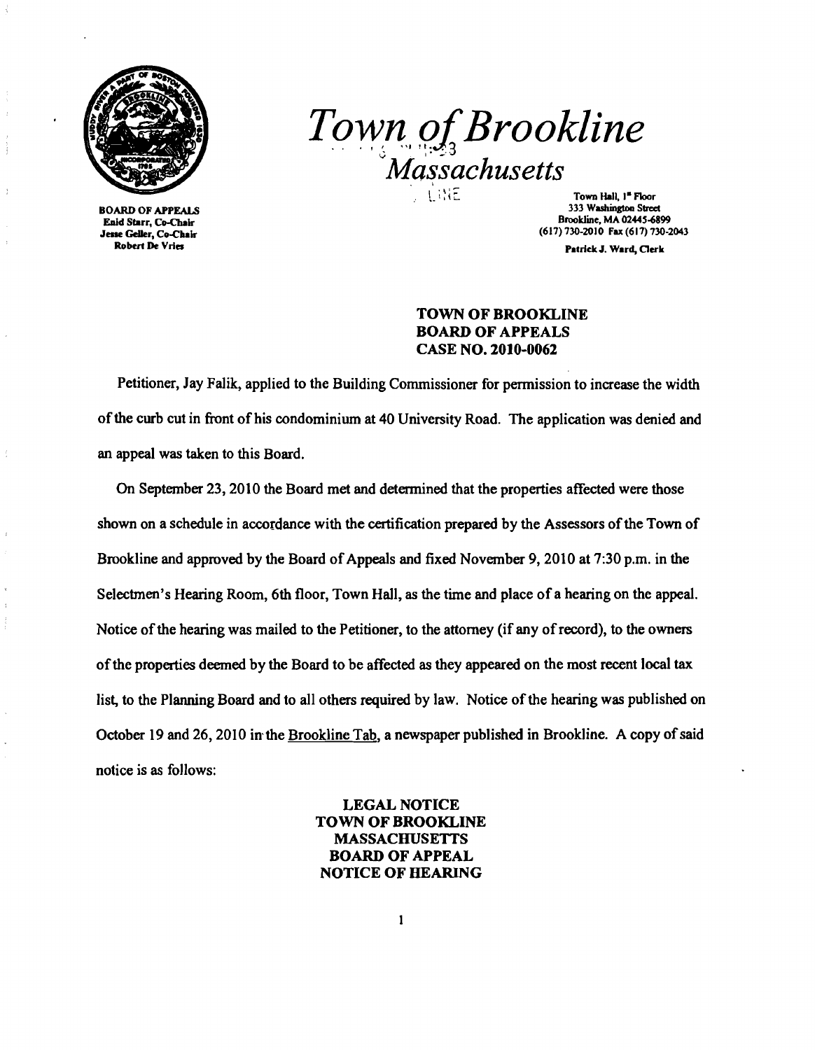# *Town of Brookline*

## *Massachusetts*

BOARD OF APPEALS
Enid Starr, Co-Chair
Jesse Geller, Co-Chair
Robert De Vries

Town Hall, 1st Floor
333 Washington Street
Brookline, MA 02445-6899
(617) 730-2010 Fax (617) 730-2043
Patrick J. Ward, Clerk

**TOWN OF BROOKLINE**
**BOARD OF APPEALS**
**CASE NO. 2010-0062**

Petitioner, Jay Falik, applied to the Building Commissioner for permission to increase the width of the curb cut in front of his condominium at 40 University Road. The application was denied and an appeal was taken to this Board.

On September 23, 2010 the Board met and determined that the properties affected were those shown on a schedule in accordance with the certification prepared by the Assessors of the Town of Brookline and approved by the Board of Appeals and fixed November 9, 2010 at 7:30 p.m. in the Selectmen's Hearing Room, 6th floor, Town Hall, as the time and place of a hearing on the appeal. Notice of the hearing was mailed to the Petitioner, to the attorney (if any of record), to the owners of the properties deemed by the Board to be affected as they appeared on the most recent local tax list, to the Planning Board and to all others required by law. Notice of the hearing was published on October 19 and 26, 2010 in the Brookline Tab, a newspaper published in Brookline. A copy of said notice is as follows:

**LEGAL NOTICE**
**TOWN OF BROOKLINE**
**MASSACHUSETTS**
**BOARD OF APPEAL**
**NOTICE OF HEARING**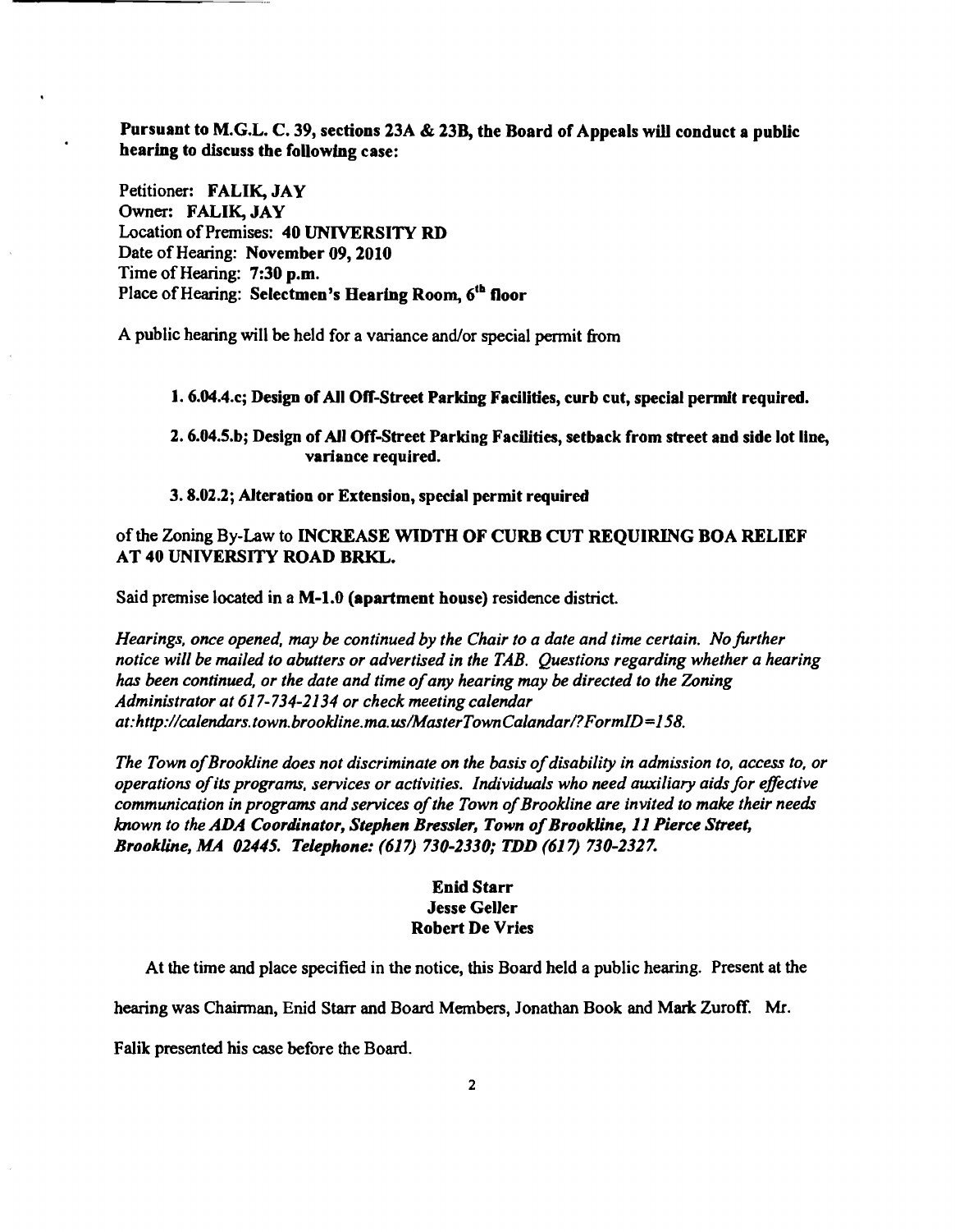**Pursuant to M.G.L. C. 39, sections 23A & 23B, the Board of Appeals will conduct a public hearing to discuss the following case:**

Petitioner: **FALIK, JAY**
Owner: **FALIK, JAY**
Location of Premises: **40 UNIVERSITY RD**
Date of Hearing: **November 09, 2010**
Time of Hearing: **7:30 p.m.**
Place of Hearing: **Selectmen's Hearing Room, 6th floor**

A public hearing will be held for a variance and/or special permit from

**1. 6.04.4.c; Design of All Off-Street Parking Facilities, curb cut, special permit required.**

**2. 6.04.5.b; Design of All Off-Street Parking Facilities, setback from street and side lot line, variance required.**

**3. 8.02.2; Alteration or Extension, special permit required**

of the Zoning By-Law to **INCREASE WIDTH OF CURB CUT REQUIRING BOA RELIEF AT 40 UNIVERSITY ROAD BRKL.**

Said premise located in a **M-1.0 (apartment house)** residence district.

*Hearings, once opened, may be continued by the Chair to a date and time certain. No further notice will be mailed to abutters or advertised in the TAB. Questions regarding whether a hearing has been continued, or the date and time of any hearing may be directed to the Zoning Administrator at 617-734-2134 or check meeting calendar at:http://calendars.town.brookline.ma.us/MasterTownCalandar/?FormID=158.*

*The Town of Brookline does not discriminate on the basis of disability in admission to, access to, or operations of its programs, services or activities. Individuals who need auxiliary aids for effective communication in programs and services of the Town of Brookline are invited to make their needs known to the ADA Coordinator, Stephen Bressler, Town of Brookline, 11 Pierce Street, Brookline, MA 02445. Telephone: (617) 730-2330; TDD (617) 730-2327.*

**Enid Starr**
**Jesse Geller**
**Robert De Vries**

At the time and place specified in the notice, this Board held a public hearing. Present at the hearing was Chairman, Enid Starr and Board Members, Jonathan Book and Mark Zuroff. Mr. Falik presented his case before the Board.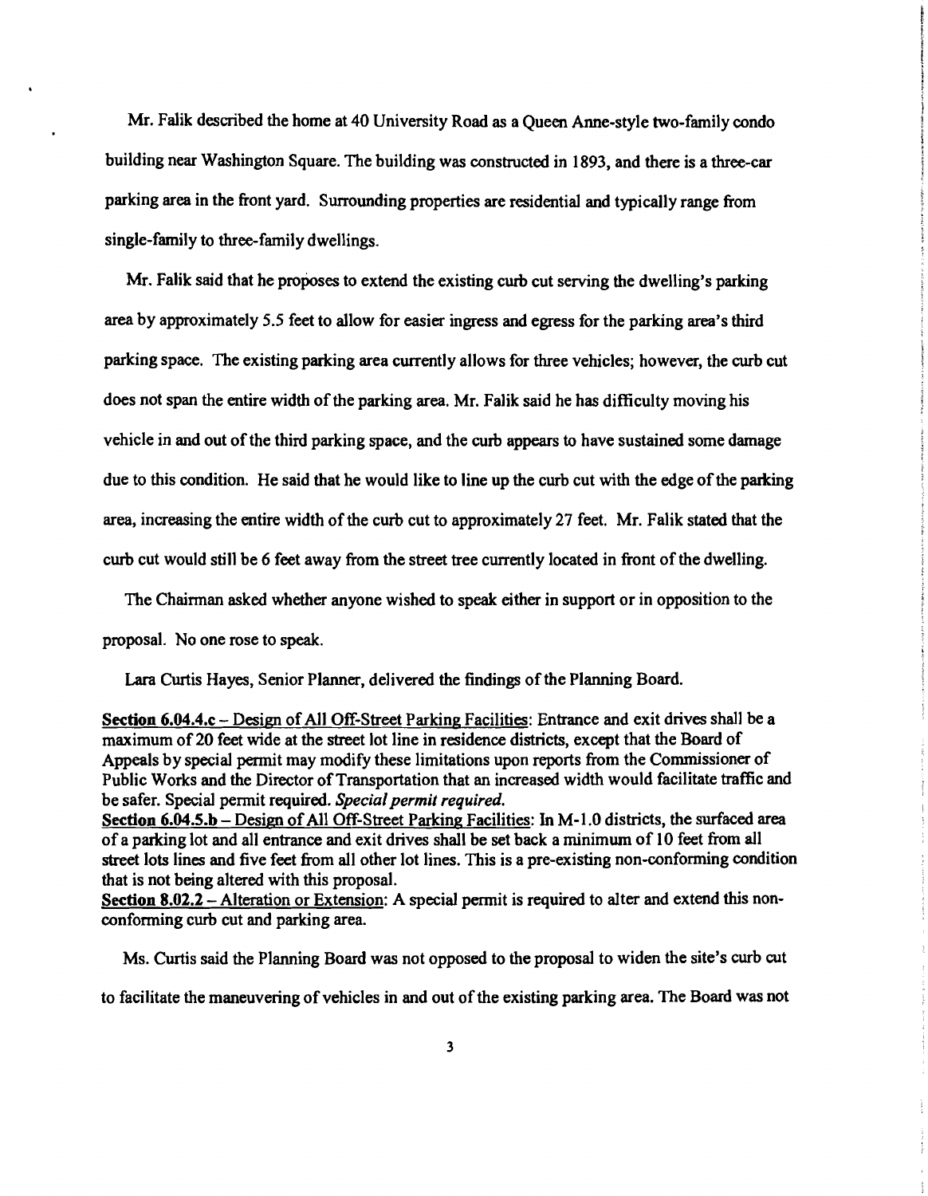Mr. Falik described the home at 40 University Road as a Queen Anne-style two-family condo building near Washington Square. The building was constructed in 1893, and there is a three-car parking area in the front yard. Surrounding properties are residential and typically range from single-family to three-family dwellings.

Mr. Falik said that he proposes to extend the existing curb cut serving the dwelling's parking area by approximately 5.5 feet to allow for easier ingress and egress for the parking area's third parking space. The existing parking area currently allows for three vehicles; however, the curb cut does not span the entire width of the parking area. Mr. Falik said he has difficulty moving his vehicle in and out of the third parking space, and the curb appears to have sustained some damage due to this condition. He said that he would like to line up the curb cut with the edge of the parking area, increasing the entire width of the curb cut to approximately 27 feet. Mr. Falik stated that the curb cut would still be 6 feet away from the street tree currently located in front of the dwelling.

The Chairman asked whether anyone wished to speak either in support or in opposition to the proposal. No one rose to speak.

Lara Curtis Hayes, Senior Planner, delivered the findings of the Planning Board.

**Section 6.04.4.c** – Design of All Off-Street Parking Facilities: Entrance and exit drives shall be a maximum of 20 feet wide at the street lot line in residence districts, except that the Board of Appeals by special permit may modify these limitations upon reports from the Commissioner of Public Works and the Director of Transportation that an increased width would facilitate traffic and be safer. Special permit required. *Special permit required.*

**Section 6.04.5.b** – Design of All Off-Street Parking Facilities: In M-1.0 districts, the surfaced area of a parking lot and all entrance and exit drives shall be set back a minimum of 10 feet from all street lots lines and five feet from all other lot lines. This is a pre-existing non-conforming condition that is not being altered with this proposal.

**Section 8.02.2** – Alteration or Extension: A special permit is required to alter and extend this non-conforming curb cut and parking area.

Ms. Curtis said the Planning Board was not opposed to the proposal to widen the site's curb cut to facilitate the maneuvering of vehicles in and out of the existing parking area. The Board was not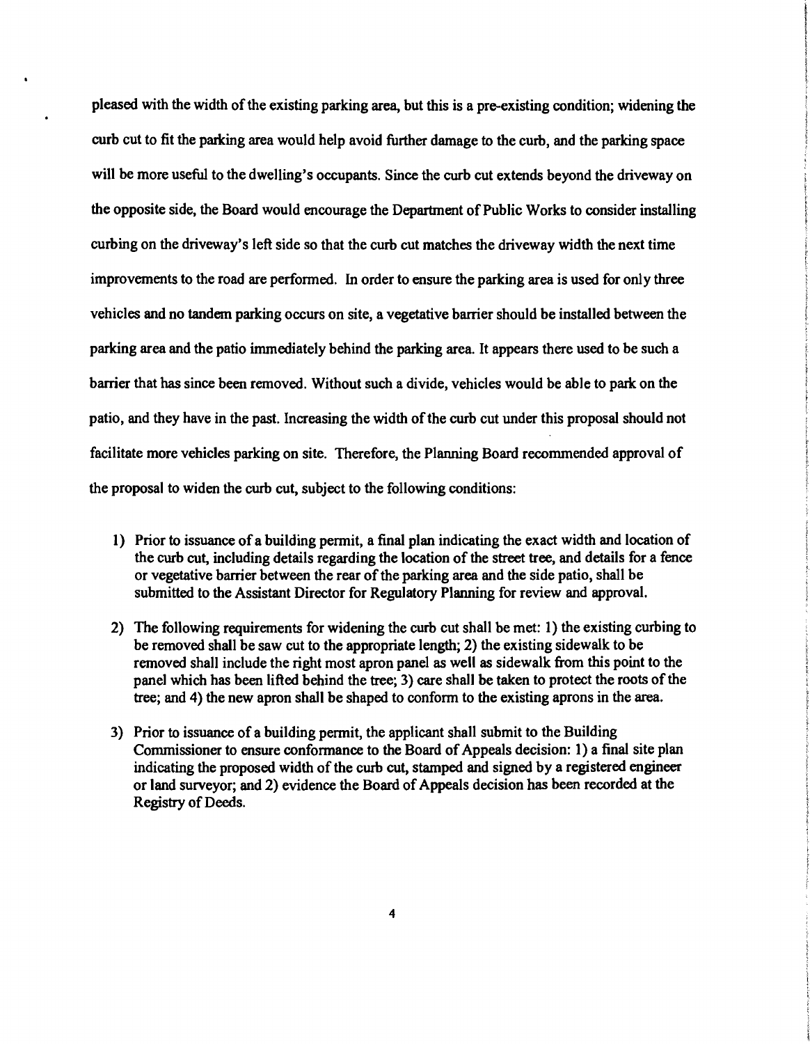pleased with the width of the existing parking area, but this is a pre-existing condition; widening the curb cut to fit the parking area would help avoid further damage to the curb, and the parking space will be more useful to the dwelling's occupants. Since the curb cut extends beyond the driveway on the opposite side, the Board would encourage the Department of Public Works to consider installing curbing on the driveway's left side so that the curb cut matches the driveway width the next time improvements to the road are performed. In order to ensure the parking area is used for only three vehicles and no tandem parking occurs on site, a vegetative barrier should be installed between the parking area and the patio immediately behind the parking area. It appears there used to be such a barrier that has since been removed. Without such a divide, vehicles would be able to park on the patio, and they have in the past. Increasing the width of the curb cut under this proposal should not facilitate more vehicles parking on site. Therefore, the Planning Board recommended approval of the proposal to widen the curb cut, subject to the following conditions:

1) Prior to issuance of a building permit, a final plan indicating the exact width and location of the curb cut, including details regarding the location of the street tree, and details for a fence or vegetative barrier between the rear of the parking area and the side patio, shall be submitted to the Assistant Director for Regulatory Planning for review and approval.

2) The following requirements for widening the curb cut shall be met: 1) the existing curbing to be removed shall be saw cut to the appropriate length; 2) the existing sidewalk to be removed shall include the right most apron panel as well as sidewalk from this point to the panel which has been lifted behind the tree; 3) care shall be taken to protect the roots of the tree; and 4) the new apron shall be shaped to conform to the existing aprons in the area.

3) Prior to issuance of a building permit, the applicant shall submit to the Building Commissioner to ensure conformance to the Board of Appeals decision: 1) a final site plan indicating the proposed width of the curb cut, stamped and signed by a registered engineer or land surveyor; and 2) evidence the Board of Appeals decision has been recorded at the Registry of Deeds.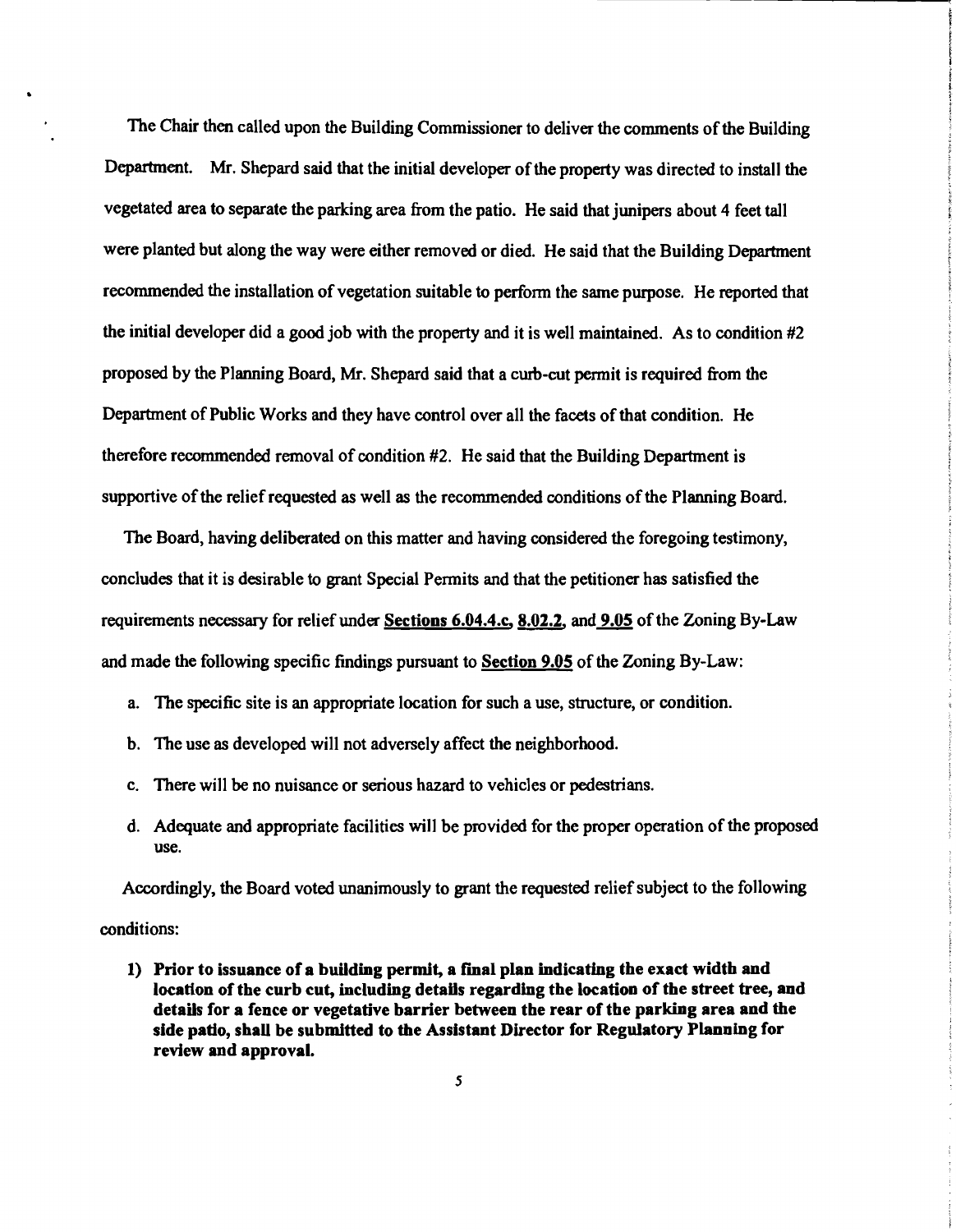The Chair then called upon the Building Commissioner to deliver the comments of the Building Department. Mr. Shepard said that the initial developer of the property was directed to install the vegetated area to separate the parking area from the patio. He said that junipers about 4 feet tall were planted but along the way were either removed or died. He said that the Building Department recommended the installation of vegetation suitable to perform the same purpose. He reported that the initial developer did a good job with the property and it is well maintained. As to condition #2 proposed by the Planning Board, Mr. Shepard said that a curb-cut permit is required from the Department of Public Works and they have control over all the facets of that condition. He therefore recommended removal of condition #2. He said that the Building Department is supportive of the relief requested as well as the recommended conditions of the Planning Board.

The Board, having deliberated on this matter and having considered the foregoing testimony, concludes that it is desirable to grant Special Permits and that the petitioner has satisfied the requirements necessary for relief under **Sections 6.04.4.c, 8.02.2,** and **9.05** of the Zoning By-Law and made the following specific findings pursuant to **Section 9.05** of the Zoning By-Law:

a. The specific site is an appropriate location for such a use, structure, or condition.

b. The use as developed will not adversely affect the neighborhood.

c. There will be no nuisance or serious hazard to vehicles or pedestrians.

d. Adequate and appropriate facilities will be provided for the proper operation of the proposed use.

Accordingly, the Board voted unanimously to grant the requested relief subject to the following conditions:

1) **Prior to issuance of a building permit, a final plan indicating the exact width and location of the curb cut, including details regarding the location of the street tree, and details for a fence or vegetative barrier between the rear of the parking area and the side patio, shall be submitted to the Assistant Director for Regulatory Planning for review and approval.**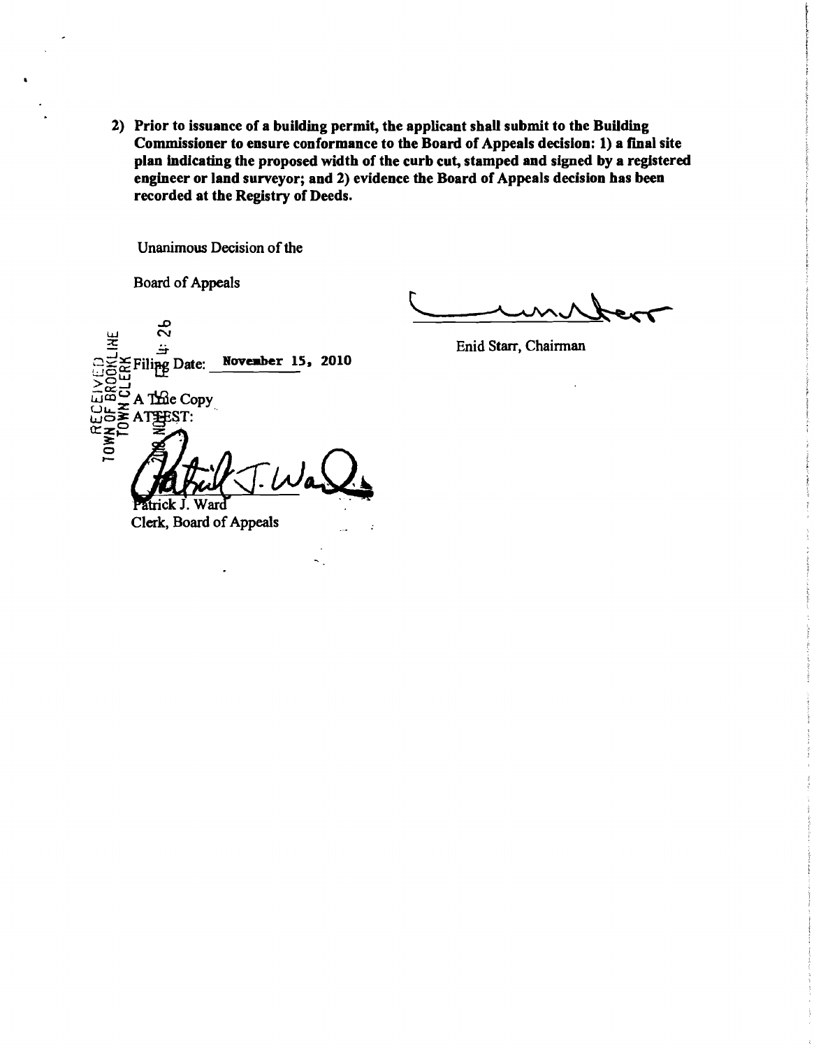**2) Prior to issuance of a building permit, the applicant shall submit to the Building Commissioner to ensure conformance to the Board of Appeals decision: 1) a final site plan indicating the proposed width of the curb cut, stamped and signed by a registered engineer or land surveyor; and 2) evidence the Board of Appeals decision has been recorded at the Registry of Deeds.**

Unanimous Decision of the

Board of Appeals

Enid Starr, Chairman

RECEIVED
TOWN OF BROOKLINE
TOWN CLERK
2010 NOV 15 P 4: 26

Filing Date: **November 15, 2010**

A True Copy
ATTEST:

Patrick J. Ward
Clerk, Board of Appeals